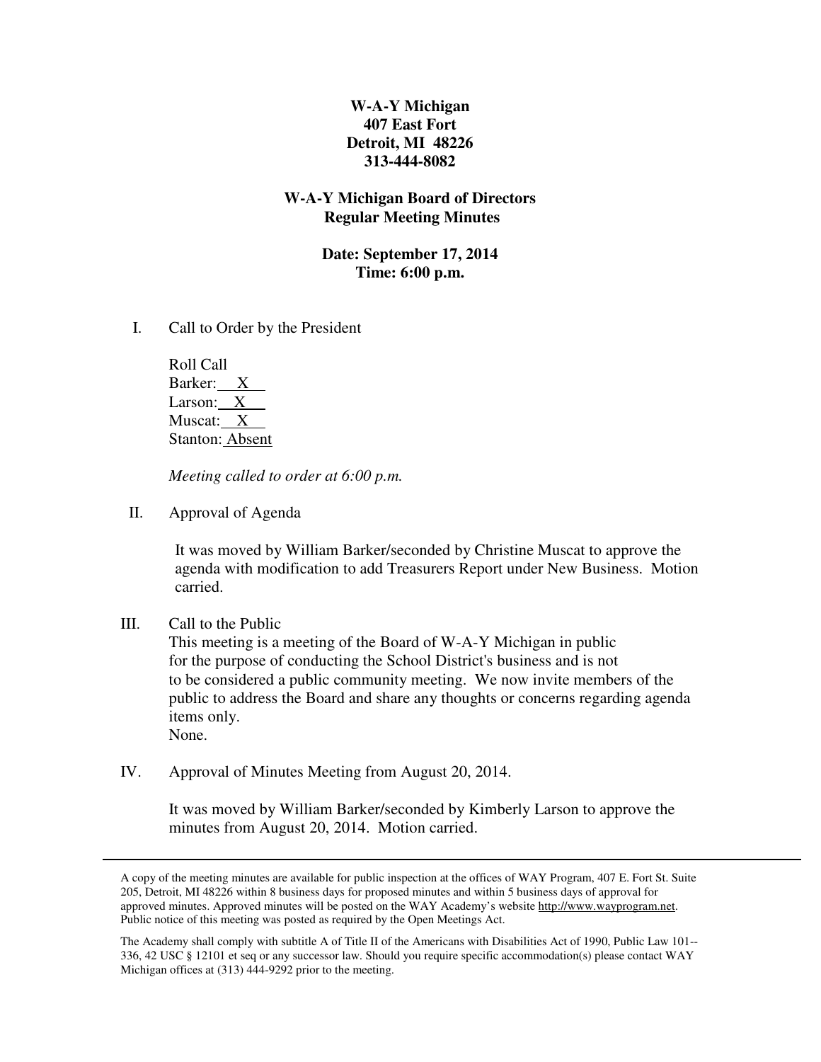**W-A-Y Michigan**
**407 East Fort**
**Detroit, MI 48226**
**313-444-8082**

**W-A-Y Michigan Board of Directors**
**Regular Meeting Minutes**

**Date: September 17, 2014**
**Time: 6:00 p.m.**

I. Call to Order by the President

Roll Call
Barker: X
Larson: X
Muscat: X
Stanton: Absent

*Meeting called to order at 6:00 p.m.*

II. Approval of Agenda

It was moved by William Barker/seconded by Christine Muscat to approve the agenda with modification to add Treasurers Report under New Business. Motion carried.

III. Call to the Public
This meeting is a meeting of the Board of W-A-Y Michigan in public for the purpose of conducting the School District's business and is not to be considered a public community meeting. We now invite members of the public to address the Board and share any thoughts or concerns regarding agenda items only.
None.

IV. Approval of Minutes Meeting from August 20, 2014.

It was moved by William Barker/seconded by Kimberly Larson to approve the minutes from August 20, 2014. Motion carried.

---

A copy of the meeting minutes are available for public inspection at the offices of WAY Program, 407 E. Fort St. Suite 205, Detroit, MI 48226 within 8 business days for proposed minutes and within 5 business days of approval for approved minutes. Approved minutes will be posted on the WAY Academy's website http://www.wayprogram.net. Public notice of this meeting was posted as required by the Open Meetings Act.

The Academy shall comply with subtitle A of Title II of the Americans with Disabilities Act of 1990, Public Law 101--336, 42 USC § 12101 et seq or any successor law. Should you require specific accommodation(s) please contact WAY Michigan offices at (313) 444-9292 prior to the meeting.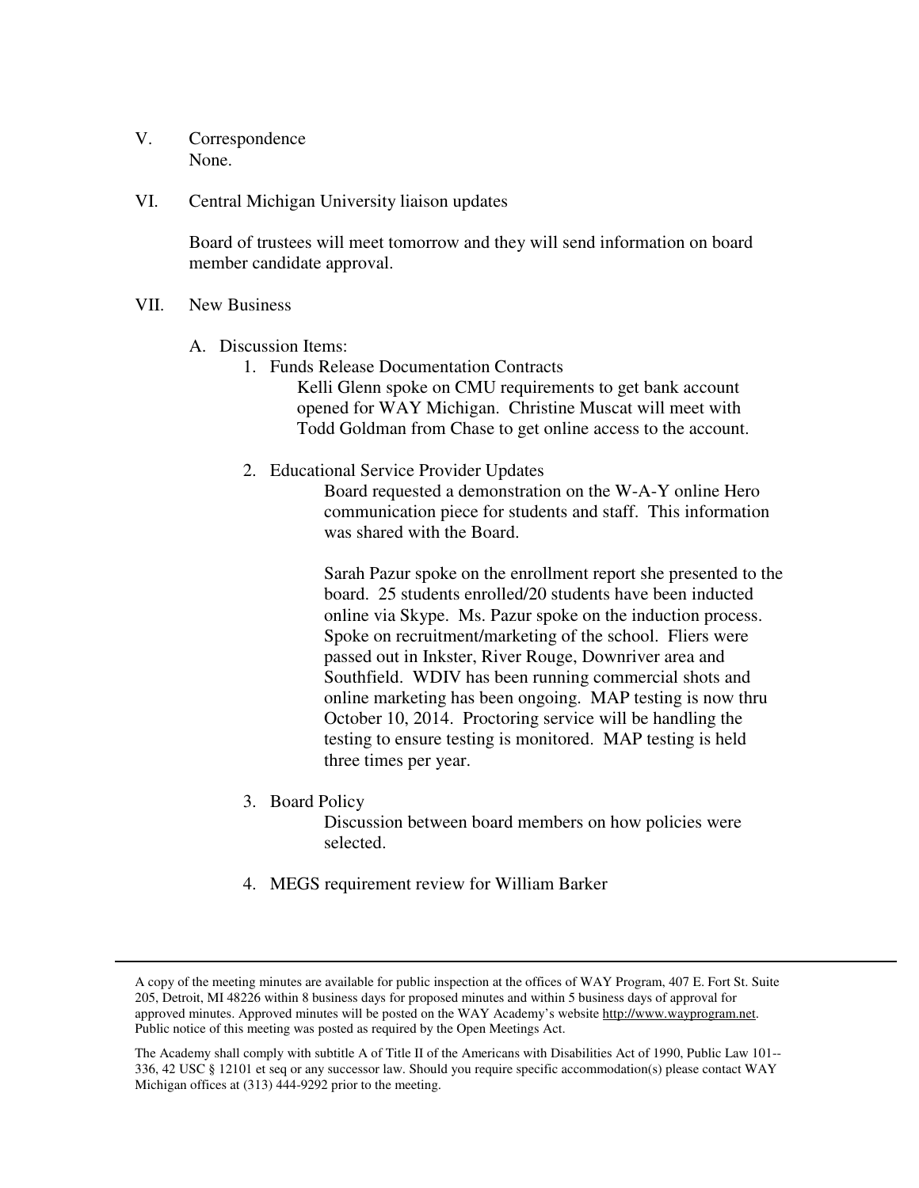V. Correspondence
None.

VI. Central Michigan University liaison updates

Board of trustees will meet tomorrow and they will send information on board member candidate approval.

VII. New Business

A. Discussion Items:

1. Funds Release Documentation Contracts

   Kelli Glenn spoke on CMU requirements to get bank account opened for WAY Michigan. Christine Muscat will meet with Todd Goldman from Chase to get online access to the account.

2. Educational Service Provider Updates

   Board requested a demonstration on the W-A-Y online Hero communication piece for students and staff. This information was shared with the Board.

   Sarah Pazur spoke on the enrollment report she presented to the board. 25 students enrolled/20 students have been inducted online via Skype. Ms. Pazur spoke on the induction process. Spoke on recruitment/marketing of the school. Fliers were passed out in Inkster, River Rouge, Downriver area and Southfield. WDIV has been running commercial shots and online marketing has been ongoing. MAP testing is now thru October 10, 2014. Proctoring service will be handling the testing to ensure testing is monitored. MAP testing is held three times per year.

3. Board Policy

   Discussion between board members on how policies were selected.

4. MEGS requirement review for William Barker

---

A copy of the meeting minutes are available for public inspection at the offices of WAY Program, 407 E. Fort St. Suite 205, Detroit, MI 48226 within 8 business days for proposed minutes and within 5 business days of approval for approved minutes. Approved minutes will be posted on the WAY Academy's website http://www.wayprogram.net. Public notice of this meeting was posted as required by the Open Meetings Act.

The Academy shall comply with subtitle A of Title II of the Americans with Disabilities Act of 1990, Public Law 101--336, 42 USC § 12101 et seq or any successor law. Should you require specific accommodation(s) please contact WAY Michigan offices at (313) 444-9292 prior to the meeting.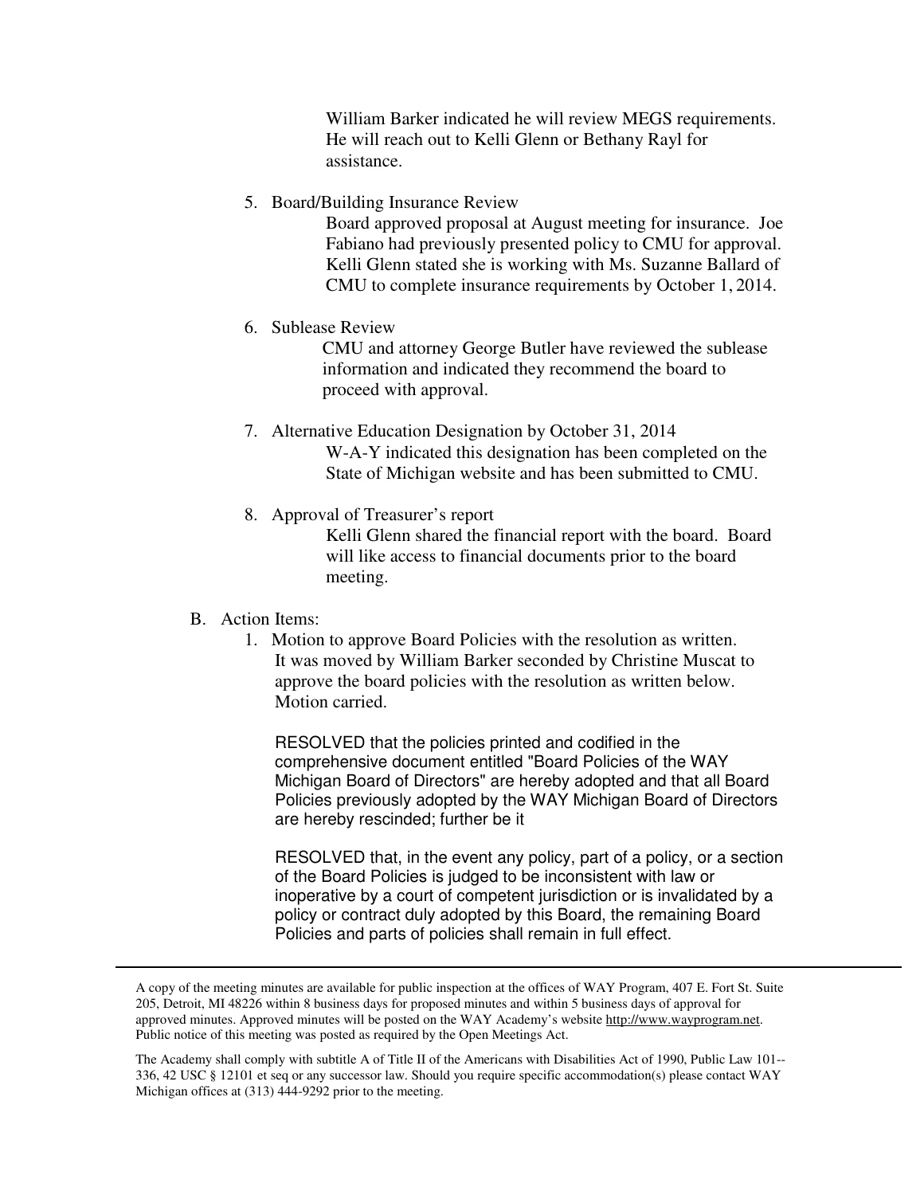William Barker indicated he will review MEGS requirements. He will reach out to Kelli Glenn or Bethany Rayl for assistance.

5. Board/Building Insurance Review

   Board approved proposal at August meeting for insurance. Joe Fabiano had previously presented policy to CMU for approval. Kelli Glenn stated she is working with Ms. Suzanne Ballard of CMU to complete insurance requirements by October 1, 2014.

6. Sublease Review

   CMU and attorney George Butler have reviewed the sublease information and indicated they recommend the board to proceed with approval.

7. Alternative Education Designation by October 31, 2014

   W-A-Y indicated this designation has been completed on the State of Michigan website and has been submitted to CMU.

8. Approval of Treasurer's report

   Kelli Glenn shared the financial report with the board. Board will like access to financial documents prior to the board meeting.

B. Action Items:

1. Motion to approve Board Policies with the resolution as written.
   It was moved by William Barker seconded by Christine Muscat to approve the board policies with the resolution as written below. Motion carried.

   RESOLVED that the policies printed and codified in the comprehensive document entitled "Board Policies of the WAY Michigan Board of Directors" are hereby adopted and that all Board Policies previously adopted by the WAY Michigan Board of Directors are hereby rescinded; further be it

   RESOLVED that, in the event any policy, part of a policy, or a section of the Board Policies is judged to be inconsistent with law or inoperative by a court of competent jurisdiction or is invalidated by a policy or contract duly adopted by this Board, the remaining Board Policies and parts of policies shall remain in full effect.

---

A copy of the meeting minutes are available for public inspection at the offices of WAY Program, 407 E. Fort St. Suite 205, Detroit, MI 48226 within 8 business days for proposed minutes and within 5 business days of approval for approved minutes. Approved minutes will be posted on the WAY Academy's website http://www.wayprogram.net. Public notice of this meeting was posted as required by the Open Meetings Act.

The Academy shall comply with subtitle A of Title II of the Americans with Disabilities Act of 1990, Public Law 101--336, 42 USC § 12101 et seq or any successor law. Should you require specific accommodation(s) please contact WAY Michigan offices at (313) 444-9292 prior to the meeting.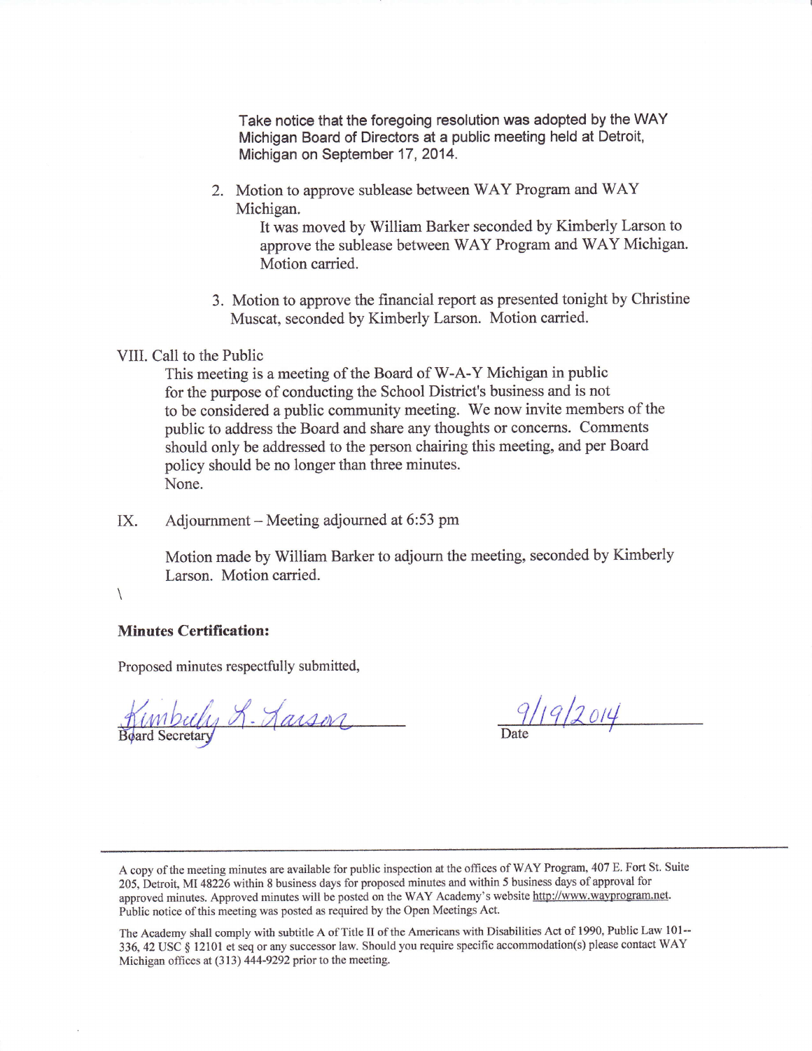Take notice that the foregoing resolution was adopted by the WAY Michigan Board of Directors at a public meeting held at Detroit, Michigan on September 17, 2014.

2. Motion to approve sublease between WAY Program and WAY Michigan.

   It was moved by William Barker seconded by Kimberly Larson to approve the sublease between WAY Program and WAY Michigan. Motion carried.

3. Motion to approve the financial report as presented tonight by Christine Muscat, seconded by Kimberly Larson. Motion carried.

VIII. Call to the Public

This meeting is a meeting of the Board of W-A-Y Michigan in public for the purpose of conducting the School District's business and is not to be considered a public community meeting. We now invite members of the public to address the Board and share any thoughts or concerns. Comments should only be addressed to the person chairing this meeting, and per Board policy should be no longer than three minutes.
None.

IX. Adjournment – Meeting adjourned at 6:53 pm

Motion made by William Barker to adjourn the meeting, seconded by Kimberly Larson. Motion carried.

\

**Minutes Certification:**

Proposed minutes respectfully submitted,

Kimberly L. Larson
Board Secretary

9/19/2014
Date

---

A copy of the meeting minutes are available for public inspection at the offices of WAY Program, 407 E. Fort St. Suite 205, Detroit, MI 48226 within 8 business days for proposed minutes and within 5 business days of approval for approved minutes. Approved minutes will be posted on the WAY Academy's website http://www.wayprogram.net. Public notice of this meeting was posted as required by the Open Meetings Act.

The Academy shall comply with subtitle A of Title II of the Americans with Disabilities Act of 1990, Public Law 101--336, 42 USC § 12101 et seq or any successor law. Should you require specific accommodation(s) please contact WAY Michigan offices at (313) 444-9292 prior to the meeting.